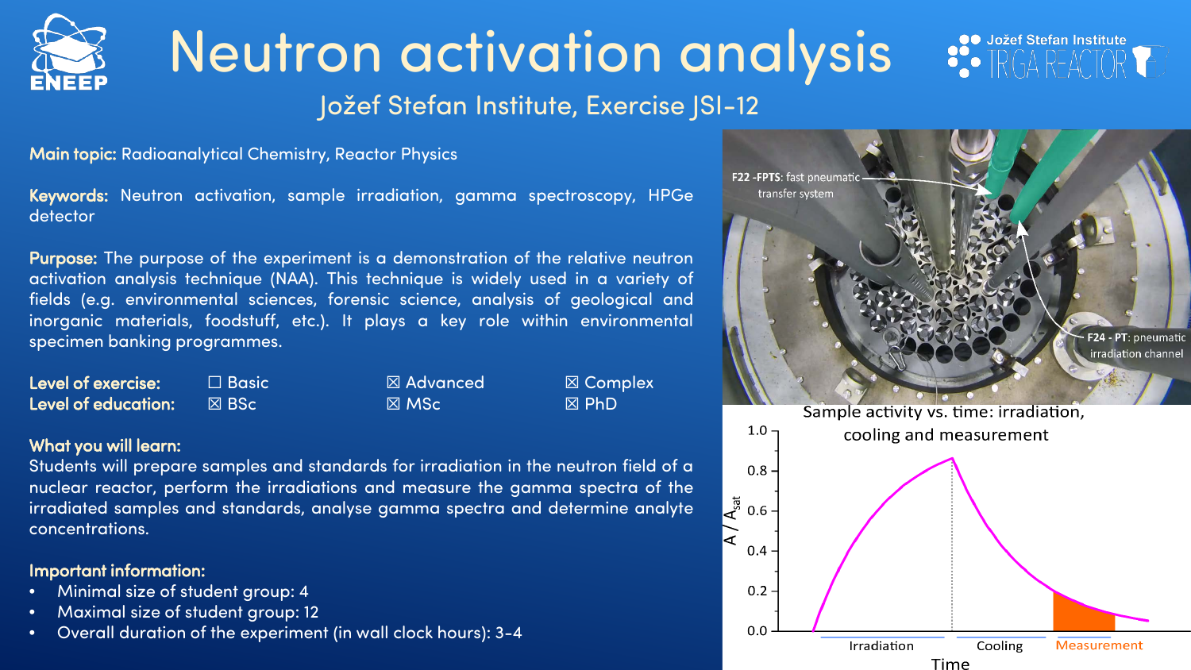# Neutron activation analysis

## Jožef Stefan Institute, Exercise JSI-12

**Main topic:** Radioanalytical Chemistry, Reactor Physics

**Keywords:** Neutron activation, sample irradiation, gamma spectroscopy, HPGe detector

**Purpose:** The purpose of the experiment is a demonstration of the relative neutron activation analysis technique (NAA). This technique is widely used in a variety of fields (e.g. environmental sciences, forensic science, analysis of geological and inorganic materials, foodstuff, etc.). It plays a key role within environmental specimen banking programmes.

| | | | |
|---|---|---|---|
| **Level of exercise:** | ☐ Basic | ☒ Advanced | ☒ Complex |
| **Level of education:** | ☒ BSc | ☒ MSc | ☒ PhD |

**What you will learn:**

Students will prepare samples and standards for irradiation in the neutron field of a nuclear reactor, perform the irradiations and measure the gamma spectra of the irradiated samples and standards, analyse gamma spectra and determine analyte concentrations.

**Important information:**

- Minimal size of student group: 4
- Maximal size of student group: 12
- Overall duration of the experiment (in wall clock hours): 3-4

F22 -FPTS: fast pneumatic transfer system

F24 - PT: pneumatic irradiation channel

Sample activity vs. time: irradiation, cooling and measurement

$A / A_{sat}$

1.0
0.8
0.6
0.4
0.2
0.0

Irradiation
Cooling
Measurement

Time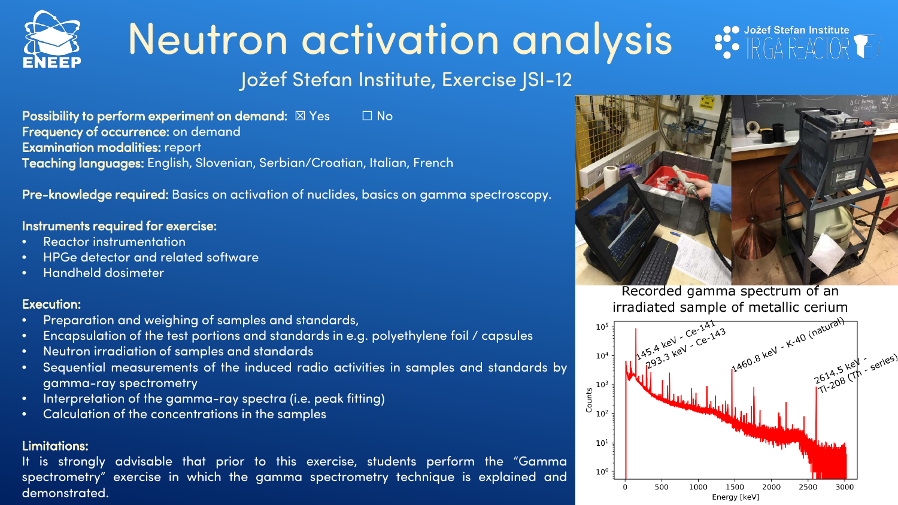# Neutron activation analysis

Jožef Stefan Institute, Exercise JSI-12

**Possibility to perform experiment on demand:** ☒ Yes ☐ No
**Frequency of occurrence:** on demand
**Examination modalities:** report
**Teaching languages:** English, Slovenian, Serbian/Croatian, Italian, French

**Pre-knowledge required:** Basics on activation of nuclides, basics on gamma spectroscopy.

**Instruments required for exercise:**

- Reactor instrumentation
- HPGe detector and related software
- Handheld dosimeter

**Execution:**

- Preparation and weighing of samples and standards,
- Encapsulation of the test portions and standards in e.g. polyethylene foil / capsules
- Neutron irradiation of samples and standards
- Sequential measurements of the induced radio activities in samples and standards by gamma-ray spectrometry
- Interpretation of the gamma-ray spectra (i.e. peak fitting)
- Calculation of the concentrations in the samples

**Limitations:**

It is strongly advisable that prior to this exercise, students perform the "Gamma spectrometry" exercise in which the gamma spectrometry technique is explained and demonstrated.

Recorded gamma spectrum of an irradiated sample of metallic cerium

145.4 keV - Ce-141
293.3 keV - Ce-143
1460.8 keV - K-40 (natural)
2614.5 keV - Tl-208 (Th - series)

Counts
$10^0$ $10^1$ $10^2$ $10^3$ $10^4$ $10^5$

Energy [keV]
0 500 1000 1500 2000 2500 3000